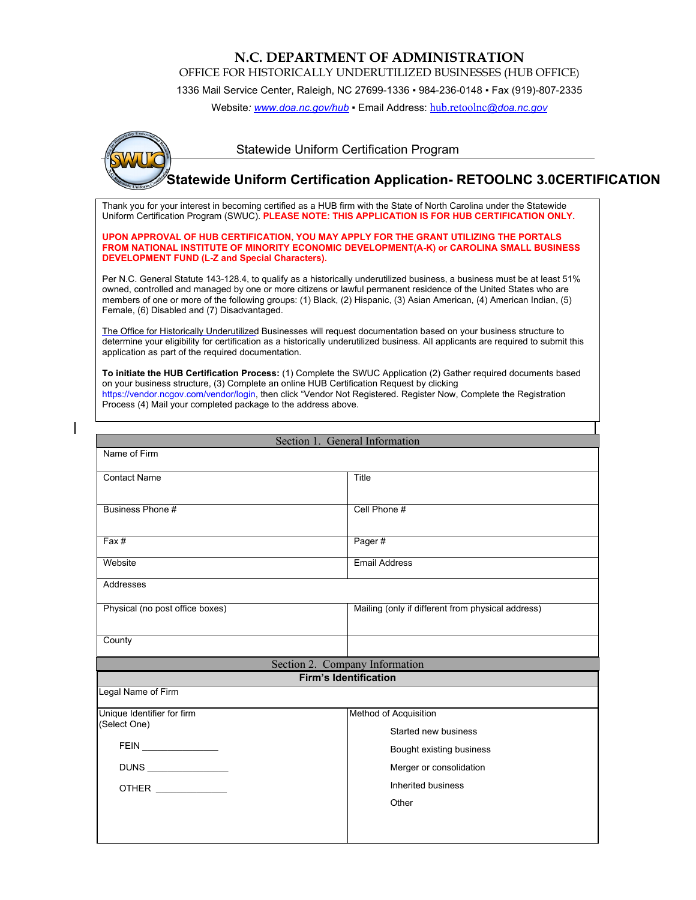# N.C. DEPARTMENT OF ADMINISTRATION

OFFICE FOR HISTORICALLY UNDERUTILIZED BUSINESSES (HUB OFFICE)

1336 Mail Service Center, Raleigh, NC 27699-1336 ▪ 984-236-0148 ▪ Fax (919)-807-2335

Website: www.doa.nc.gov/hub ▪ Email Address: hub.retoolnc@doa.nc.gov

Statewide Uniform Certification Program

## Statewide Uniform Certification Application- RETOOLNC 3.0CERTIFICATION

Thank you for your interest in becoming certified as a HUB firm with the State of North Carolina under the Statewide Uniform Certification Program (SWUC). **PLEASE NOTE: THIS APPLICATION IS FOR HUB CERTIFICATION ONLY.**

**UPON APPROVAL OF HUB CERTIFICATION, YOU MAY APPLY FOR THE GRANT UTILIZING THE PORTALS FROM NATIONAL INSTITUTE OF MINORITY ECONOMIC DEVELOPMENT(A-K) or CAROLINA SMALL BUSINESS DEVELOPMENT FUND (L-Z and Special Characters).**

Per N.C. General Statute 143-128.4, to qualify as a historically underutilized business, a business must be at least 51% owned, controlled and managed by one or more citizens or lawful permanent residence of the United States who are members of one or more of the following groups: (1) Black, (2) Hispanic, (3) Asian American, (4) American Indian, (5) Female, (6) Disabled and (7) Disadvantaged.

The Office for Historically Underutilized Businesses will request documentation based on your business structure to determine your eligibility for certification as a historically underutilized business. All applicants are required to submit this application as part of the required documentation.

**To initiate the HUB Certification Process:** (1) Complete the SWUC Application (2) Gather required documents based on your business structure, (3) Complete an online HUB Certification Request by clicking https://vendor.ncgov.com/vendor/login, then click "Vendor Not Registered. Register Now, Complete the Registration Process (4) Mail your completed package to the address above.

## Section 1. General Information

| Name of Firm | |
|---|---|
| Contact Name | Title |
| Business Phone # | Cell Phone # |
| Fax # | Pager # |
| Website | Email Address |
| Addresses | |
| Physical (no post office boxes) | Mailing (only if different from physical address) |
| County | |

## Section 2. Company Information

### Firm's Identification

| Legal Name of Firm | |
|---|---|
| Unique Identifier for firm (Select One)<br><br>FEIN \_\_\_\_\_\_\_\_\_\_\_\_\_\_\_<br><br>DUNS \_\_\_\_\_\_\_\_\_\_\_\_\_\_\_<br><br>OTHER \_\_\_\_\_\_\_\_\_\_\_\_\_\_\_ | Method of Acquisition<br><br>Started new business<br><br>Bought existing business<br><br>Merger or consolidation<br><br>Inherited business<br><br>Other |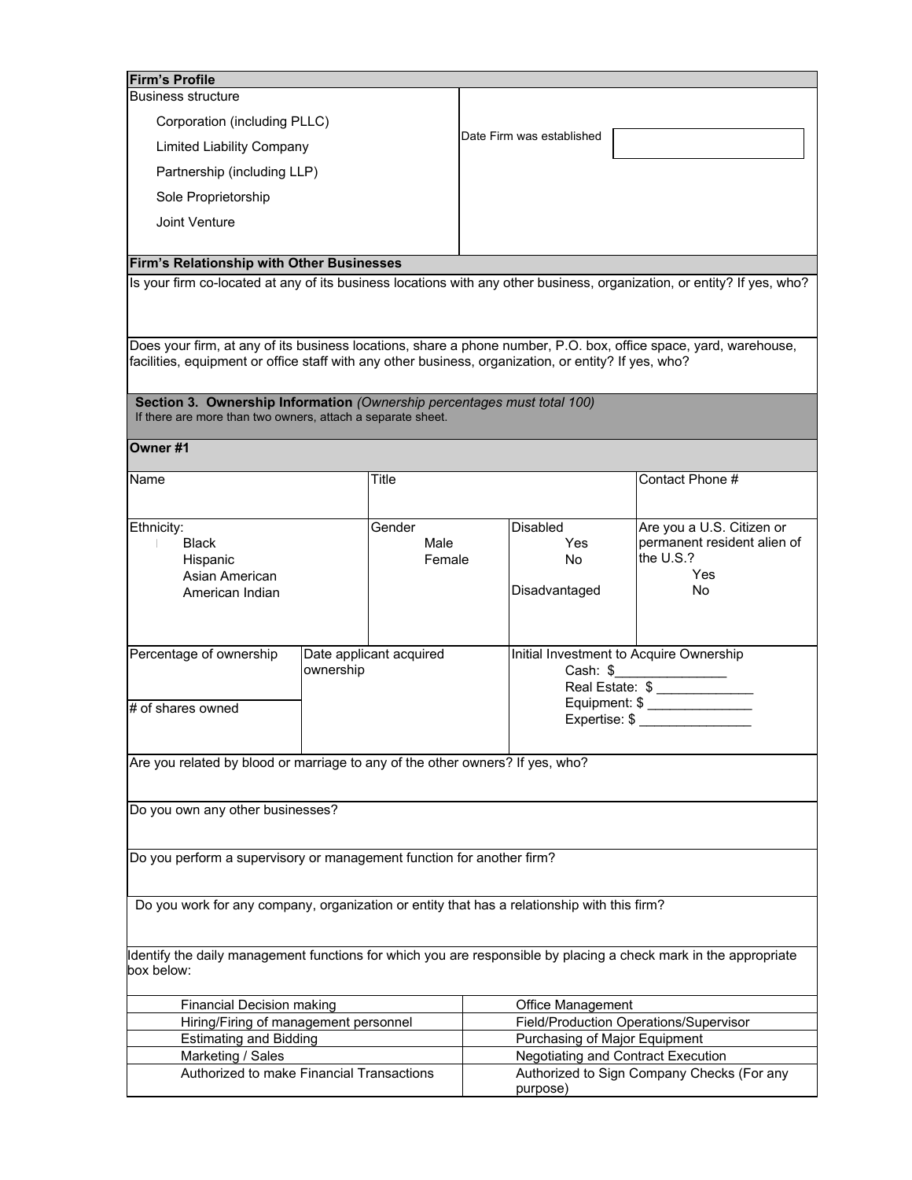## Firm's Profile

| Business structure | |
|---|---|
| Corporation (including PLLC)<br>Limited Liability Company<br>Partnership (including LLP)<br>Sole Proprietorship<br>Joint Venture | Date Firm was established |

## Firm's Relationship with Other Businesses

Is your firm co-located at any of its business locations with any other business, organization, or entity? If yes, who?

Does your firm, at any of its business locations, share a phone number, P.O. box, office space, yard, warehouse, facilities, equipment or office staff with any other business, organization, or entity? If yes, who?

## Section 3. Ownership Information *(Ownership percentages must total 100)*

If there are more than two owners, attach a separate sheet.

### Owner #1

| Name | Title | | Contact Phone # |
|---|---|---|---|
| Ethnicity:<br>Black<br>Hispanic<br>Asian American<br>American Indian | Gender<br>Male<br>Female | Disabled<br>Yes<br>No<br><br>Disadvantaged | Are you a U.S. Citizen or permanent resident alien of the U.S.?<br>Yes<br>No |

| Percentage of ownership | Date applicant acquired ownership | Initial Investment to Acquire Ownership |
|---|---|---|
| # of shares owned | | Cash: $_______________<br>Real Estate: $ _____________<br>Equipment: $ ______________<br>Expertise: $ _______________ |

Are you related by blood or marriage to any of the other owners? If yes, who?

Do you own any other businesses?

Do you perform a supervisory or management function for another firm?

Do you work for any company, organization or entity that has a relationship with this firm?

Identify the daily management functions for which you are responsible by placing a check mark in the appropriate box below:

| | |
|---|---|
| Financial Decision making | Office Management |
| Hiring/Firing of management personnel | Field/Production Operations/Supervisor |
| Estimating and Bidding | Purchasing of Major Equipment |
| Marketing / Sales | Negotiating and Contract Execution |
| Authorized to make Financial Transactions | Authorized to Sign Company Checks (For any purpose) |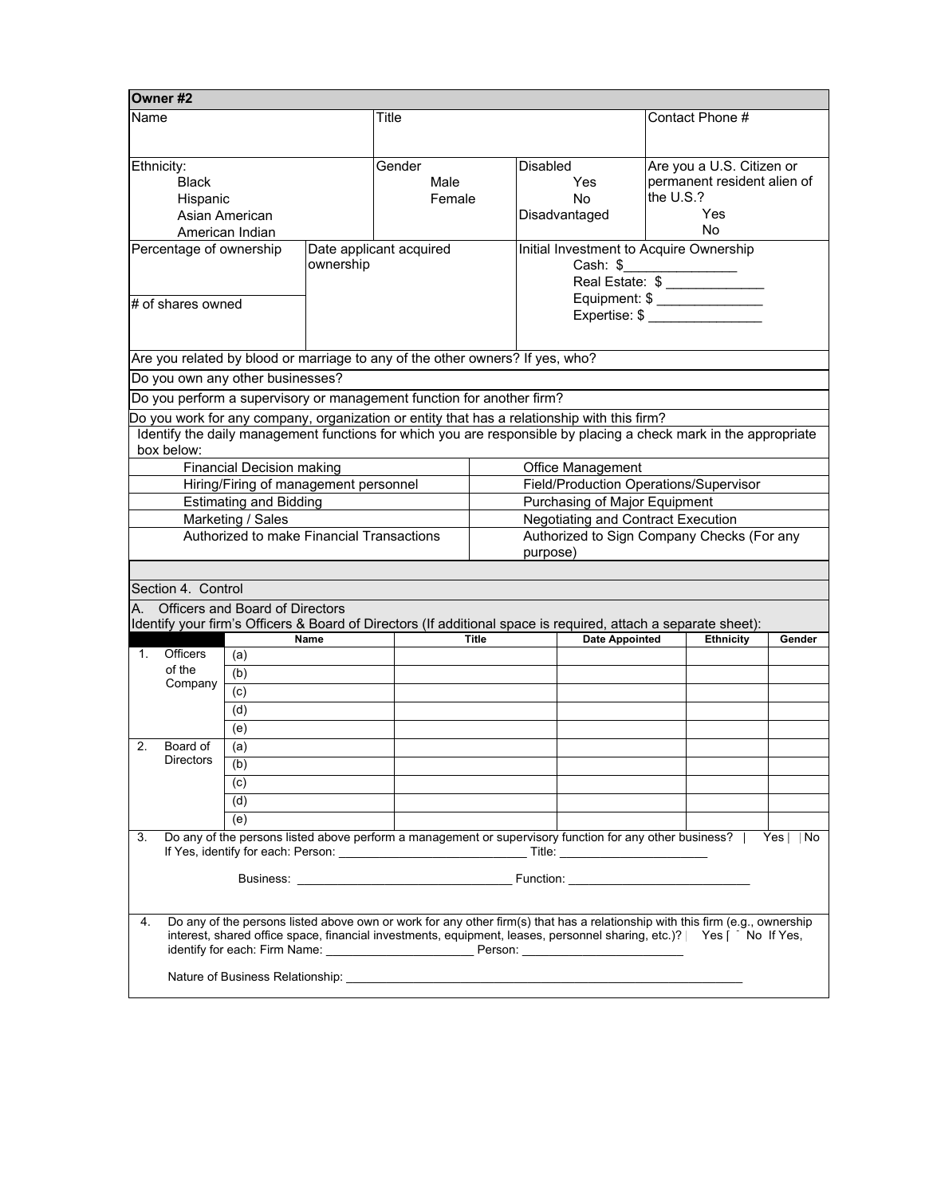**Owner #2**

| Name | | Title | | Contact Phone # |
|---|---|---|---|---|
| Ethnicity:<br>Black<br>Hispanic<br>Asian American<br>American Indian | | Gender<br>Male<br>Female | Disabled<br>Yes<br>No<br>Disadvantaged | Are you a U.S. Citizen or permanent resident alien of the U.S.?<br>Yes<br>No |
| Percentage of ownership<br><br># of shares owned | Date applicant acquired ownership | | Initial Investment to Acquire Ownership<br>Cash: $_______________<br>Real Estate: $ _____________<br>Equipment: $ ______________<br>Expertise: $ _______________ | |

Are you related by blood or marriage to any of the other owners? If yes, who?

Do you own any other businesses?

Do you perform a supervisory or management function for another firm?

Do you work for any company, organization or entity that has a relationship with this firm?

Identify the daily management functions for which you are responsible by placing a check mark in the appropriate box below:

| | |
|---|---|
| Financial Decision making | Office Management |
| Hiring/Firing of management personnel | Field/Production Operations/Supervisor |
| Estimating and Bidding | Purchasing of Major Equipment |
| Marketing / Sales | Negotiating and Contract Execution |
| Authorized to make Financial Transactions | Authorized to Sign Company Checks (For any purpose) |

Section 4. Control

A. Officers and Board of Directors

Identify your firm's Officers & Board of Directors (If additional space is required, attach a separate sheet):

| | | Name | Title | Date Appointed | Ethnicity | Gender |
|---|---|---|---|---|---|---|
| 1. | Officers of the Company | (a) | | | | |
| | | (b) | | | | |
| | | (c) | | | | |
| | | (d) | | | | |
| | | (e) | | | | |
| 2. | Board of Directors | (a) | | | | |
| | | (b) | | | | |
| | | (c) | | | | |
| | | (d) | | | | |
| | | (e) | | | | |

3. Do any of the persons listed above perform a management or supervisory function for any other business? Yes No
If Yes, identify for each: Person: ____________________________ Title: ______________________

Business: ________________________________ Function: ___________________________

4. Do any of the persons listed above own or work for any other firm(s) that has a relationship with this firm (e.g., ownership interest, shared office space, financial investments, equipment, leases, personnel sharing, etc.)? Yes No If Yes, identify for each: Firm Name: ______________________ Person: ________________________

Nature of Business Relationship: _____________________________________________________________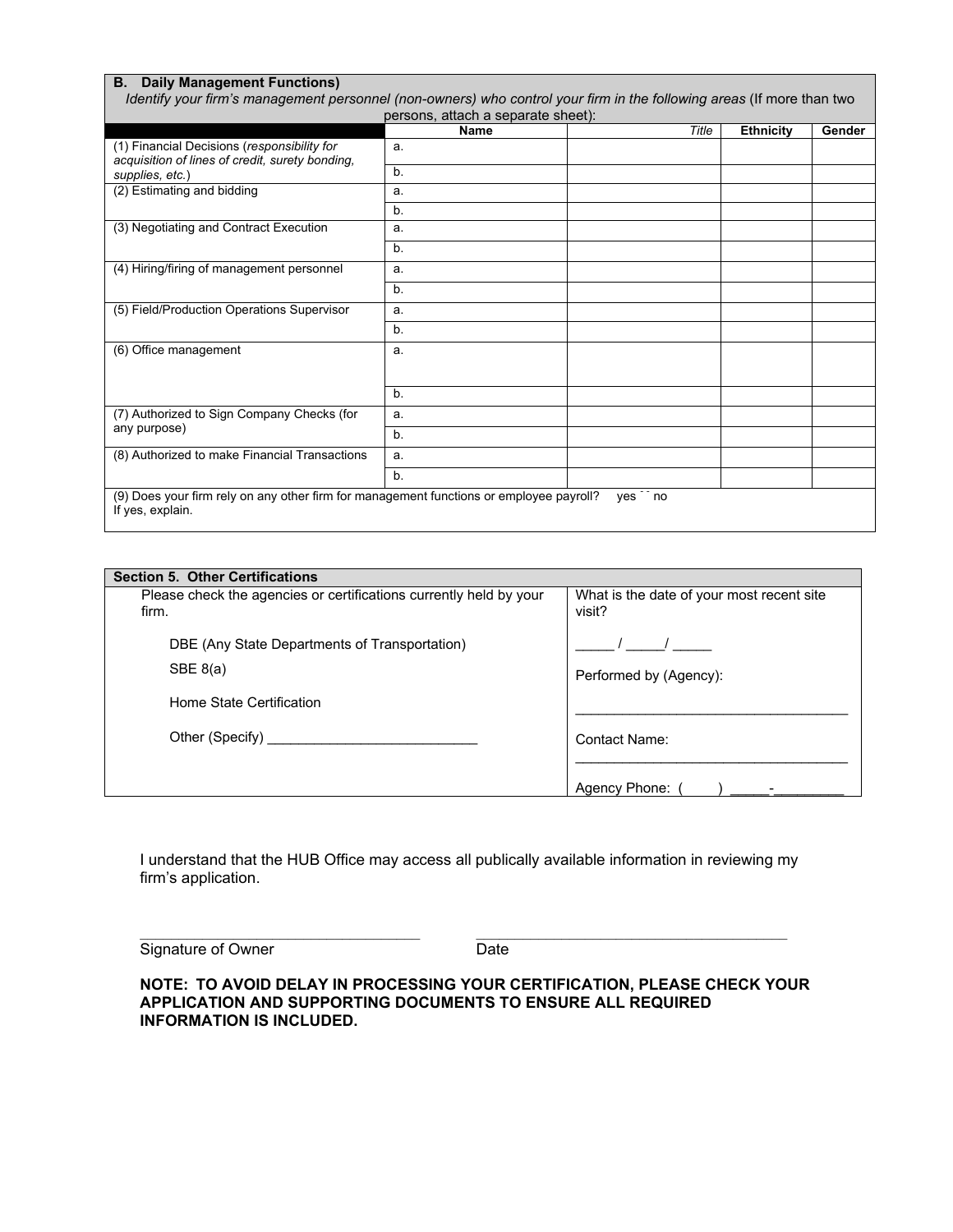| **B. Daily Management Functions)** *Identify your firm's management personnel (non-owners) who control your firm in the following areas* (If more than two persons, attach a separate sheet): | | | | |
|---|---|---|---|---|
| | **Name** | *Title* | **Ethnicity** | **Gender** |
| (1) Financial Decisions (*responsibility for acquisition of lines of credit, surety bonding, supplies, etc.*) | a. | | | |
| | b. | | | |
| (2) Estimating and bidding | a. | | | |
| | b. | | | |
| (3) Negotiating and Contract Execution | a. | | | |
| | b. | | | |
| (4) Hiring/firing of management personnel | a. | | | |
| | b. | | | |
| (5) Field/Production Operations Supervisor | a. | | | |
| | b. | | | |
| (6) Office management | a. | | | |
| | b. | | | |
| (7) Authorized to Sign Company Checks (for any purpose) | a. | | | |
| | b. | | | |
| (8) Authorized to make Financial Transactions | a. | | | |
| | b. | | | |
| (9) Does your firm rely on any other firm for management functions or employee payroll? yes ¯¯ no If yes, explain. | | | | |

| **Section 5. Other Certifications** | |
|---|---|
| Please check the agencies or certifications currently held by your firm.<br><br>DBE (Any State Departments of Transportation)<br>SBE 8(a)<br>Home State Certification<br>Other (Specify) ___________________________ | What is the date of your most recent site visit?<br><br>_____ / _____/ _____<br><br>Performed by (Agency):<br>___________________________________<br>Contact Name:<br>___________________________________<br>Agency Phone: ( ) _____-_________ |

I understand that the HUB Office may access all publically available information in reviewing my firm's application.

_________________________________ ______________________________________

Signature of Owner Date

**NOTE: TO AVOID DELAY IN PROCESSING YOUR CERTIFICATION, PLEASE CHECK YOUR APPLICATION AND SUPPORTING DOCUMENTS TO ENSURE ALL REQUIRED INFORMATION IS INCLUDED.**